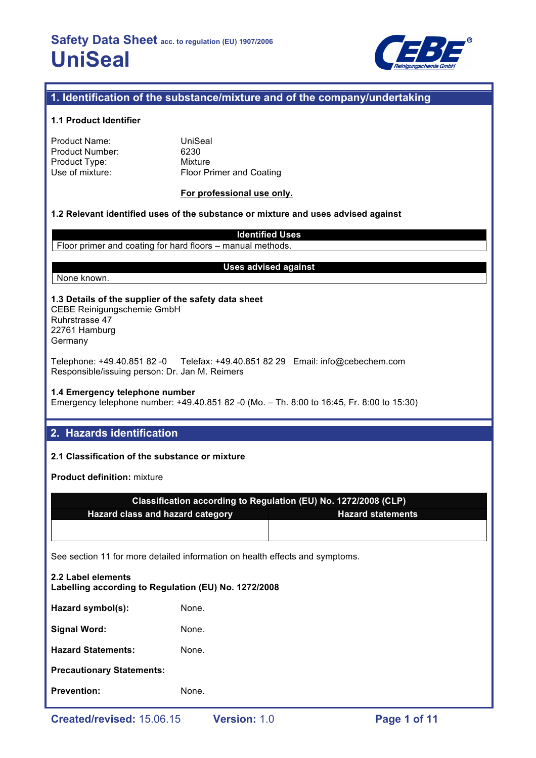# Safety Data Sheet acc. to regulation (EU) 1907/2006

# UniSeal

## 1. Identification of the substance/mixture and of the company/undertaking

### 1.1 Product Identifier

Product Name: UniSeal
Product Number: 6230
Product Type: Mixture
Use of mixture: Floor Primer and Coating

**For professional use only.**

### 1.2 Relevant identified uses of the substance or mixture and uses advised against

| Identified Uses |
|---|
| Floor primer and coating for hard floors – manual methods. |

| Uses advised against |
|---|
| None known. |

### 1.3 Details of the supplier of the safety data sheet

CEBE Reinigungschemie GmbH
Ruhrstrasse 47
22761 Hamburg
Germany

Telephone: +49.40.851 82 -0 Telefax: +49.40.851 82 29 Email: info@cebechem.com
Responsible/issuing person: Dr. Jan M. Reimers

### 1.4 Emergency telephone number

Emergency telephone number: +49.40.851 82 -0 (Mo. – Th. 8:00 to 16:45, Fr. 8:00 to 15:30)

## 2. Hazards identification

### 2.1 Classification of the substance or mixture

**Product definition:** mixture

| Classification according to Regulation (EU) No. 1272/2008 (CLP) | |
|---|---|
| **Hazard class and hazard category** | **Hazard statements** |
| | |

See section 11 for more detailed information on health effects and symptoms.

### 2.2 Label elements

**Labelling according to Regulation (EU) No. 1272/2008**

**Hazard symbol(s):** None.

**Signal Word:** None.

**Hazard Statements:** None.

**Precautionary Statements:**

**Prevention:** None.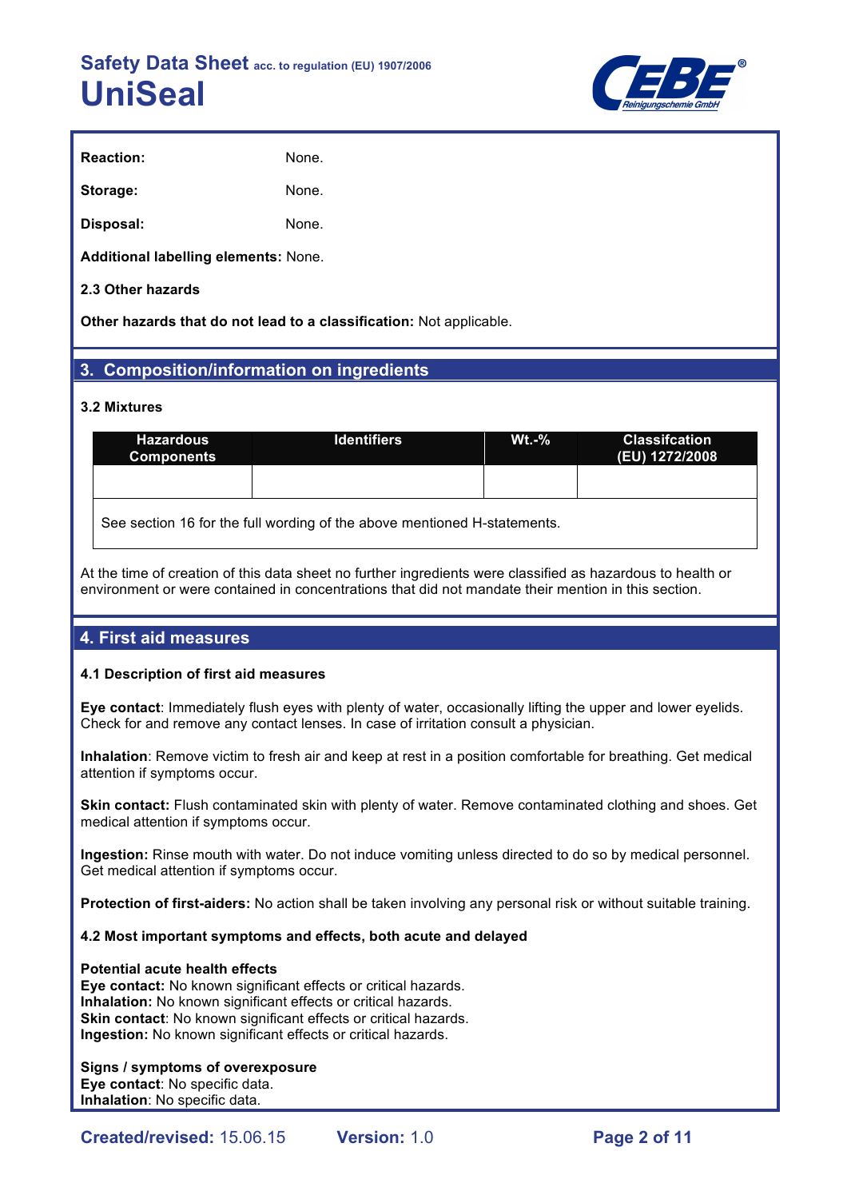**Reaction:** None.

**Storage:** None.

**Disposal:** None.

**Additional labelling elements:** None.

**2.3 Other hazards**

**Other hazards that do not lead to a classification:** Not applicable.

## 3. Composition/information on ingredients

**3.2 Mixtures**

| Hazardous Components | Identifiers | Wt.-% | Classifcation (EU) 1272/2008 |
|---|---|---|---|
| | | | |
| See section 16 for the full wording of the above mentioned H-statements. | | | |

At the time of creation of this data sheet no further ingredients were classified as hazardous to health or environment or were contained in concentrations that did not mandate their mention in this section.

## 4. First aid measures

**4.1 Description of first aid measures**

**Eye contact**: Immediately flush eyes with plenty of water, occasionally lifting the upper and lower eyelids. Check for and remove any contact lenses. In case of irritation consult a physician.

**Inhalation**: Remove victim to fresh air and keep at rest in a position comfortable for breathing. Get medical attention if symptoms occur.

**Skin contact:** Flush contaminated skin with plenty of water. Remove contaminated clothing and shoes. Get medical attention if symptoms occur.

**Ingestion:** Rinse mouth with water. Do not induce vomiting unless directed to do so by medical personnel. Get medical attention if symptoms occur.

**Protection of first-aiders:** No action shall be taken involving any personal risk or without suitable training.

**4.2 Most important symptoms and effects, both acute and delayed**

**Potential acute health effects**
**Eye contact:** No known significant effects or critical hazards.
**Inhalation:** No known significant effects or critical hazards.
**Skin contact**: No known significant effects or critical hazards.
**Ingestion:** No known significant effects or critical hazards.

**Signs / symptoms of overexposure**
**Eye contact**: No specific data.
**Inhalation**: No specific data.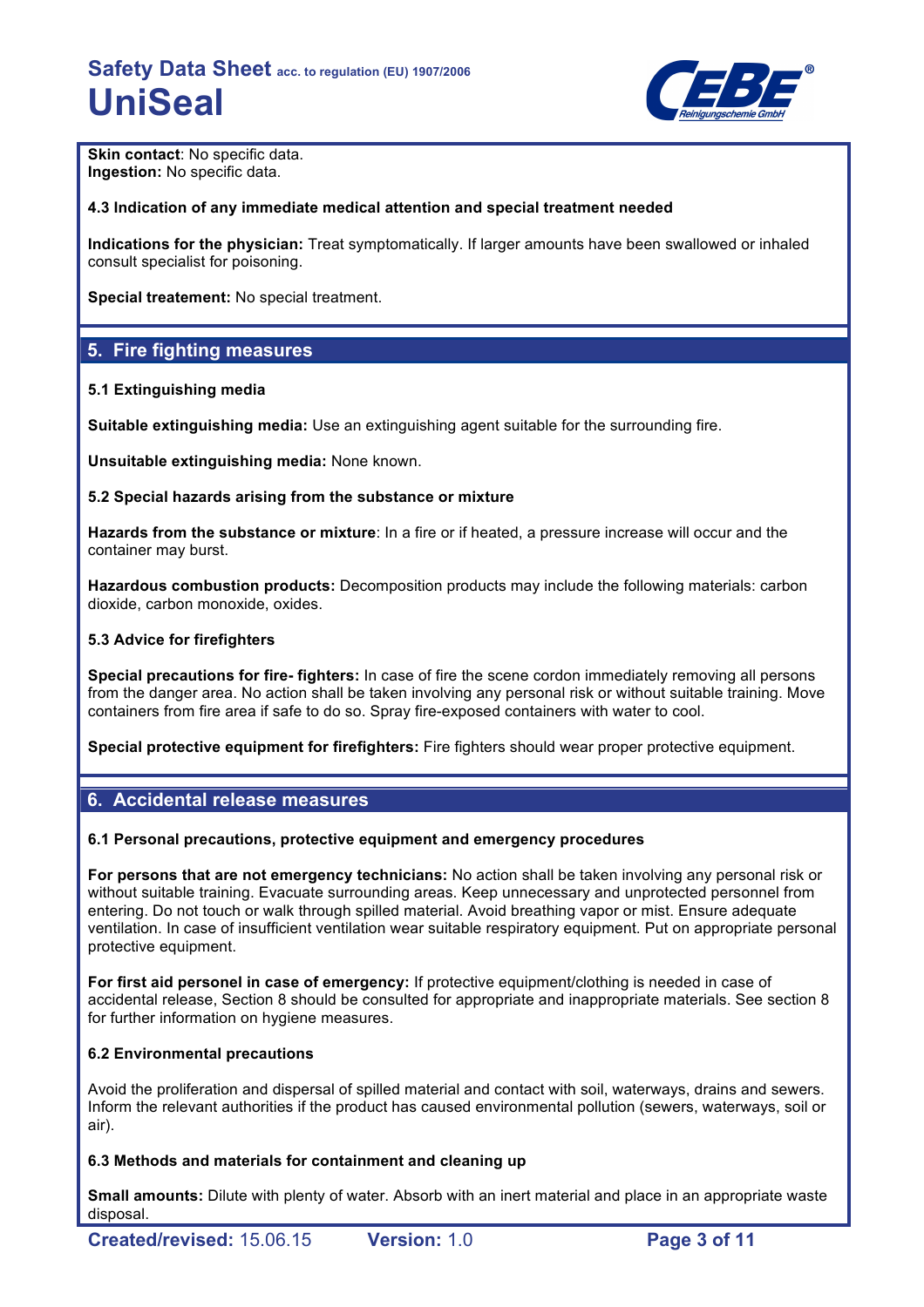**Skin contact**: No specific data.
**Ingestion:** No specific data.

### 4.3 Indication of any immediate medical attention and special treatment needed

**Indications for the physician:** Treat symptomatically. If larger amounts have been swallowed or inhaled consult specialist for poisoning.

**Special treatement:** No special treatment.

## 5. Fire fighting measures

### 5.1 Extinguishing media

**Suitable extinguishing media:** Use an extinguishing agent suitable for the surrounding fire.

**Unsuitable extinguishing media:** None known.

### 5.2 Special hazards arising from the substance or mixture

**Hazards from the substance or mixture**: In a fire or if heated, a pressure increase will occur and the container may burst.

**Hazardous combustion products:** Decomposition products may include the following materials: carbon dioxide, carbon monoxide, oxides.

### 5.3 Advice for firefighters

**Special precautions for fire- fighters:** In case of fire the scene cordon immediately removing all persons from the danger area. No action shall be taken involving any personal risk or without suitable training. Move containers from fire area if safe to do so. Spray fire-exposed containers with water to cool.

**Special protective equipment for firefighters:** Fire fighters should wear proper protective equipment.

## 6. Accidental release measures

### 6.1 Personal precautions, protective equipment and emergency procedures

**For persons that are not emergency technicians:** No action shall be taken involving any personal risk or without suitable training. Evacuate surrounding areas. Keep unnecessary and unprotected personnel from entering. Do not touch or walk through spilled material. Avoid breathing vapor or mist. Ensure adequate ventilation. In case of insufficient ventilation wear suitable respiratory equipment. Put on appropriate personal protective equipment.

**For first aid personel in case of emergency:** If protective equipment/clothing is needed in case of accidental release, Section 8 should be consulted for appropriate and inappropriate materials. See section 8 for further information on hygiene measures.

### 6.2 Environmental precautions

Avoid the proliferation and dispersal of spilled material and contact with soil, waterways, drains and sewers. Inform the relevant authorities if the product has caused environmental pollution (sewers, waterways, soil or air).

### 6.3 Methods and materials for containment and cleaning up

**Small amounts:** Dilute with plenty of water. Absorb with an inert material and place in an appropriate waste disposal.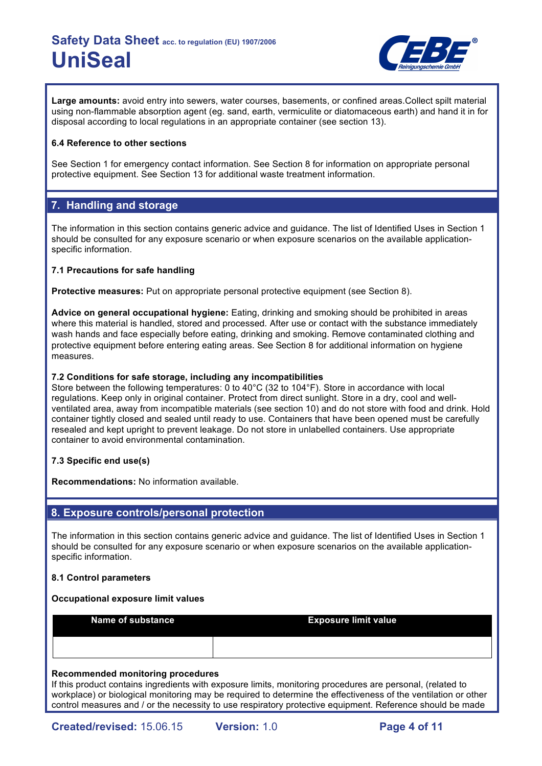**Large amounts:** avoid entry into sewers, water courses, basements, or confined areas.Collect spilt material using non-flammable absorption agent (eg. sand, earth, vermiculite or diatomaceous earth) and hand it in for disposal according to local regulations in an appropriate container (see section 13).

**6.4 Reference to other sections**

See Section 1 for emergency contact information. See Section 8 for information on appropriate personal protective equipment. See Section 13 for additional waste treatment information.

## 7. Handling and storage

The information in this section contains generic advice and guidance. The list of Identified Uses in Section 1 should be consulted for any exposure scenario or when exposure scenarios on the available application-specific information.

**7.1 Precautions for safe handling**

**Protective measures:** Put on appropriate personal protective equipment (see Section 8).

**Advice on general occupational hygiene:** Eating, drinking and smoking should be prohibited in areas where this material is handled, stored and processed. After use or contact with the substance immediately wash hands and face especially before eating, drinking and smoking. Remove contaminated clothing and protective equipment before entering eating areas. See Section 8 for additional information on hygiene measures.

**7.2 Conditions for safe storage, including any incompatibilities**
Store between the following temperatures: 0 to 40°C (32 to 104°F). Store in accordance with local regulations. Keep only in original container. Protect from direct sunlight. Store in a dry, cool and well-ventilated area, away from incompatible materials (see section 10) and do not store with food and drink. Hold container tightly closed and sealed until ready to use. Containers that have been opened must be carefully resealed and kept upright to prevent leakage. Do not store in unlabelled containers. Use appropriate container to avoid environmental contamination.

**7.3 Specific end use(s)**

**Recommendations:** No information available.

## 8. Exposure controls/personal protection

The information in this section contains generic advice and guidance. The list of Identified Uses in Section 1 should be consulted for any exposure scenario or when exposure scenarios on the available application-specific information.

**8.1 Control parameters**

**Occupational exposure limit values**

| Name of substance | Exposure limit value |
|---|---|
| | |

**Recommended monitoring procedures**
If this product contains ingredients with exposure limits, monitoring procedures are personal, (related to workplace) or biological monitoring may be required to determine the effectiveness of the ventilation or other control measures and / or the necessity to use respiratory protective equipment. Reference should be made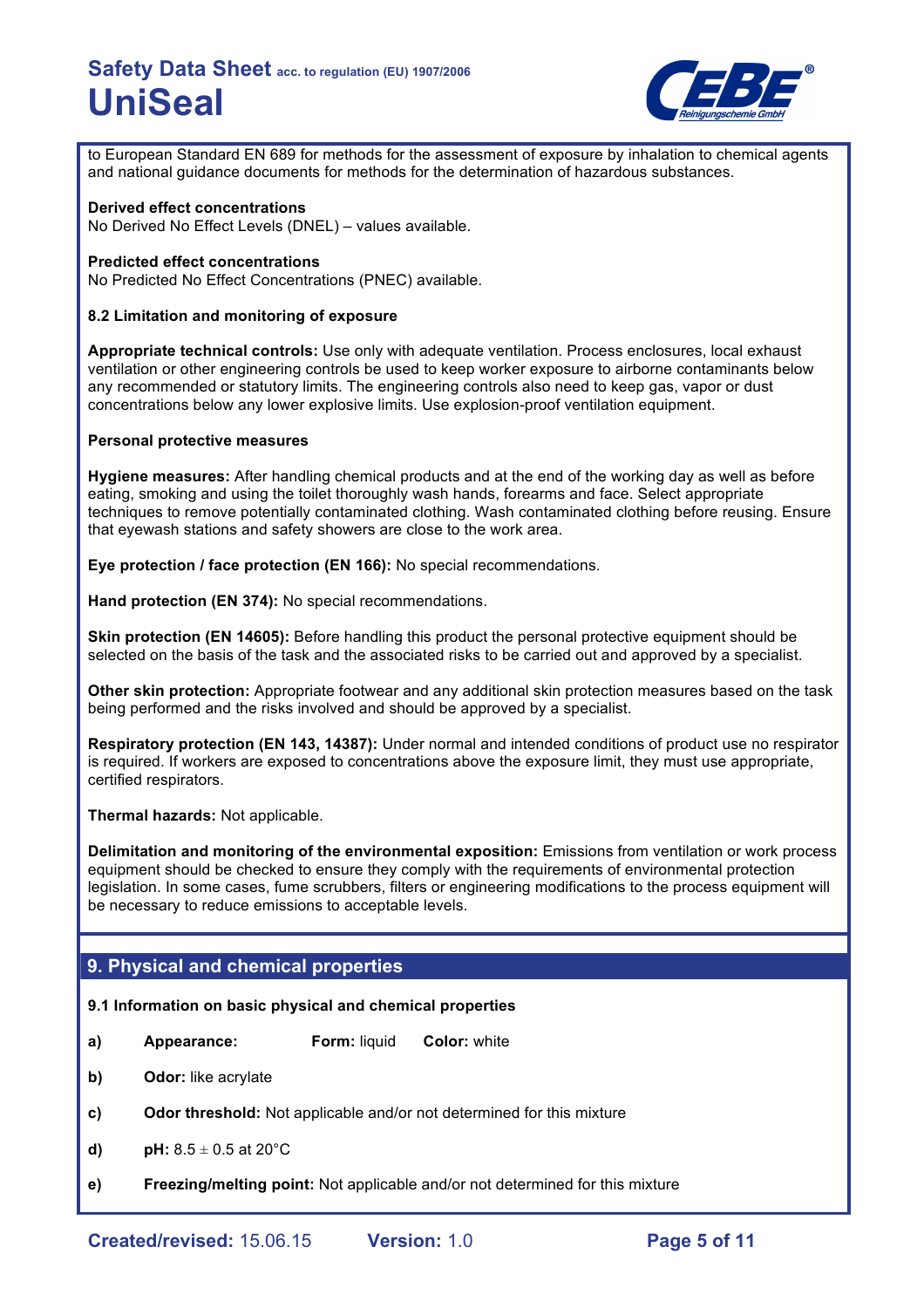to European Standard EN 689 for methods for the assessment of exposure by inhalation to chemical agents and national guidance documents for methods for the determination of hazardous substances.

**Derived effect concentrations**
No Derived No Effect Levels (DNEL) – values available.

**Predicted effect concentrations**
No Predicted No Effect Concentrations (PNEC) available.

**8.2 Limitation and monitoring of exposure**

**Appropriate technical controls:** Use only with adequate ventilation. Process enclosures, local exhaust ventilation or other engineering controls be used to keep worker exposure to airborne contaminants below any recommended or statutory limits. The engineering controls also need to keep gas, vapor or dust concentrations below any lower explosive limits. Use explosion-proof ventilation equipment.

**Personal protective measures**

**Hygiene measures:** After handling chemical products and at the end of the working day as well as before eating, smoking and using the toilet thoroughly wash hands, forearms and face. Select appropriate techniques to remove potentially contaminated clothing. Wash contaminated clothing before reusing. Ensure that eyewash stations and safety showers are close to the work area.

**Eye protection / face protection (EN 166):** No special recommendations.

**Hand protection (EN 374):** No special recommendations.

**Skin protection (EN 14605):** Before handling this product the personal protective equipment should be selected on the basis of the task and the associated risks to be carried out and approved by a specialist.

**Other skin protection:** Appropriate footwear and any additional skin protection measures based on the task being performed and the risks involved and should be approved by a specialist.

**Respiratory protection (EN 143, 14387):** Under normal and intended conditions of product use no respirator is required. If workers are exposed to concentrations above the exposure limit, they must use appropriate, certified respirators.

**Thermal hazards:** Not applicable.

**Delimitation and monitoring of the environmental exposition:** Emissions from ventilation or work process equipment should be checked to ensure they comply with the requirements of environmental protection legislation. In some cases, fume scrubbers, filters or engineering modifications to the process equipment will be necessary to reduce emissions to acceptable levels.

## 9. Physical and chemical properties

**9.1 Information on basic physical and chemical properties**

- **a)** **Appearance:** **Form:** liquid **Color:** white
- **b)** **Odor:** like acrylate
- **c)** **Odor threshold:** Not applicable and/or not determined for this mixture
- **d)** **pH:** 8.5 ± 0.5 at 20°C
- **e)** **Freezing/melting point:** Not applicable and/or not determined for this mixture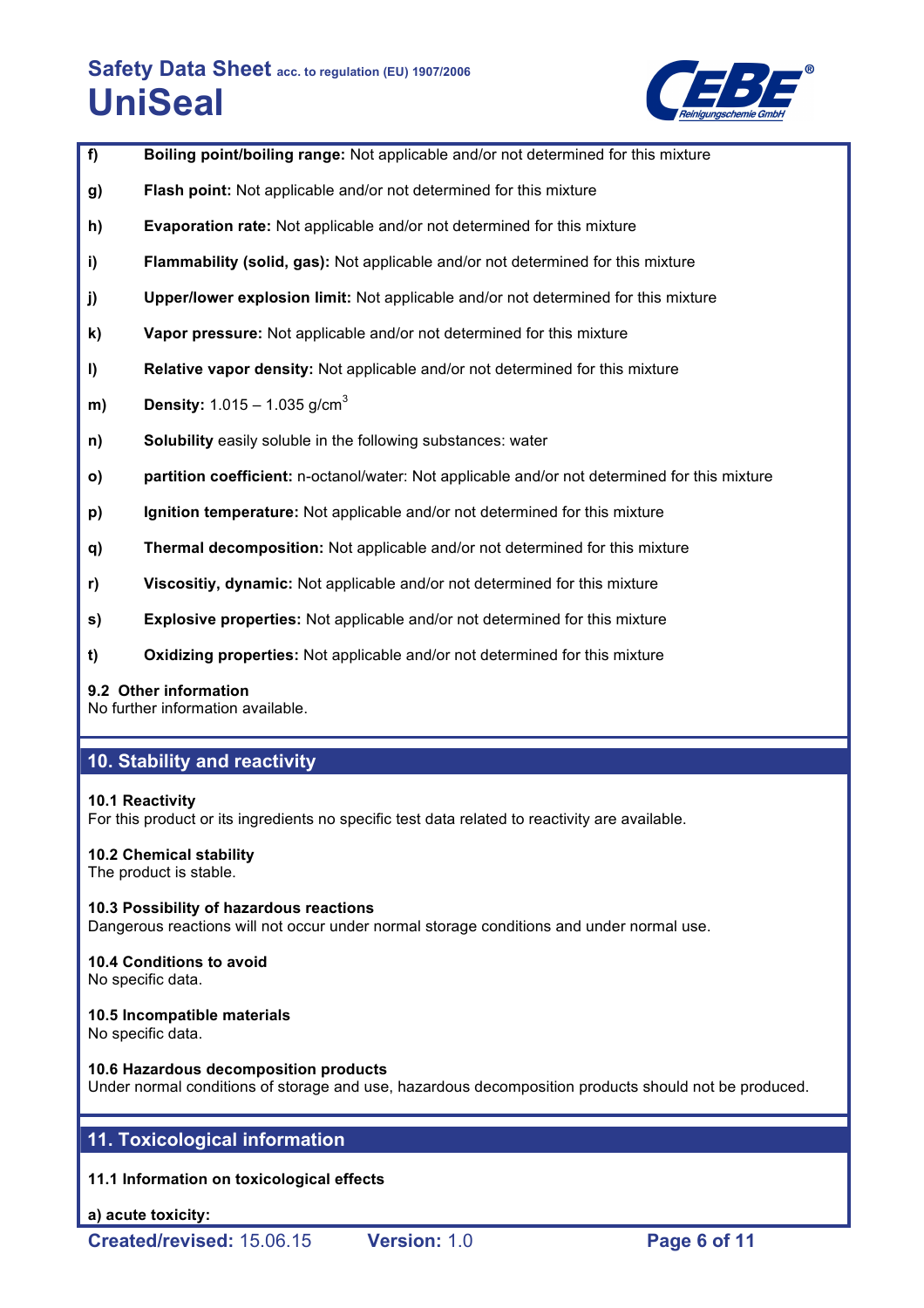**f)** **Boiling point/boiling range:** Not applicable and/or not determined for this mixture

**g)** **Flash point:** Not applicable and/or not determined for this mixture

**h)** **Evaporation rate:** Not applicable and/or not determined for this mixture

**i)** **Flammability (solid, gas):** Not applicable and/or not determined for this mixture

**j)** **Upper/lower explosion limit:** Not applicable and/or not determined for this mixture

**k)** **Vapor pressure:** Not applicable and/or not determined for this mixture

**l)** **Relative vapor density:** Not applicable and/or not determined for this mixture

**m)** **Density:** 1.015 – 1.035 $g/cm^3$

**n)** **Solubility** easily soluble in the following substances: water

**o)** **partition coefficient:** n-octanol/water: Not applicable and/or not determined for this mixture

**p)** **Ignition temperature:** Not applicable and/or not determined for this mixture

**q)** **Thermal decomposition:** Not applicable and/or not determined for this mixture

**r)** **Viscositiy, dynamic:** Not applicable and/or not determined for this mixture

**s)** **Explosive properties:** Not applicable and/or not determined for this mixture

**t)** **Oxidizing properties:** Not applicable and/or not determined for this mixture

### 9.2 Other information

No further information available.

## 10. Stability and reactivity

### 10.1 Reactivity

For this product or its ingredients no specific test data related to reactivity are available.

### 10.2 Chemical stability

The product is stable.

### 10.3 Possibility of hazardous reactions

Dangerous reactions will not occur under normal storage conditions and under normal use.

### 10.4 Conditions to avoid

No specific data.

### 10.5 Incompatible materials

No specific data.

### 10.6 Hazardous decomposition products

Under normal conditions of storage and use, hazardous decomposition products should not be produced.

## 11. Toxicological information

### 11.1 Information on toxicological effects

**a) acute toxicity:**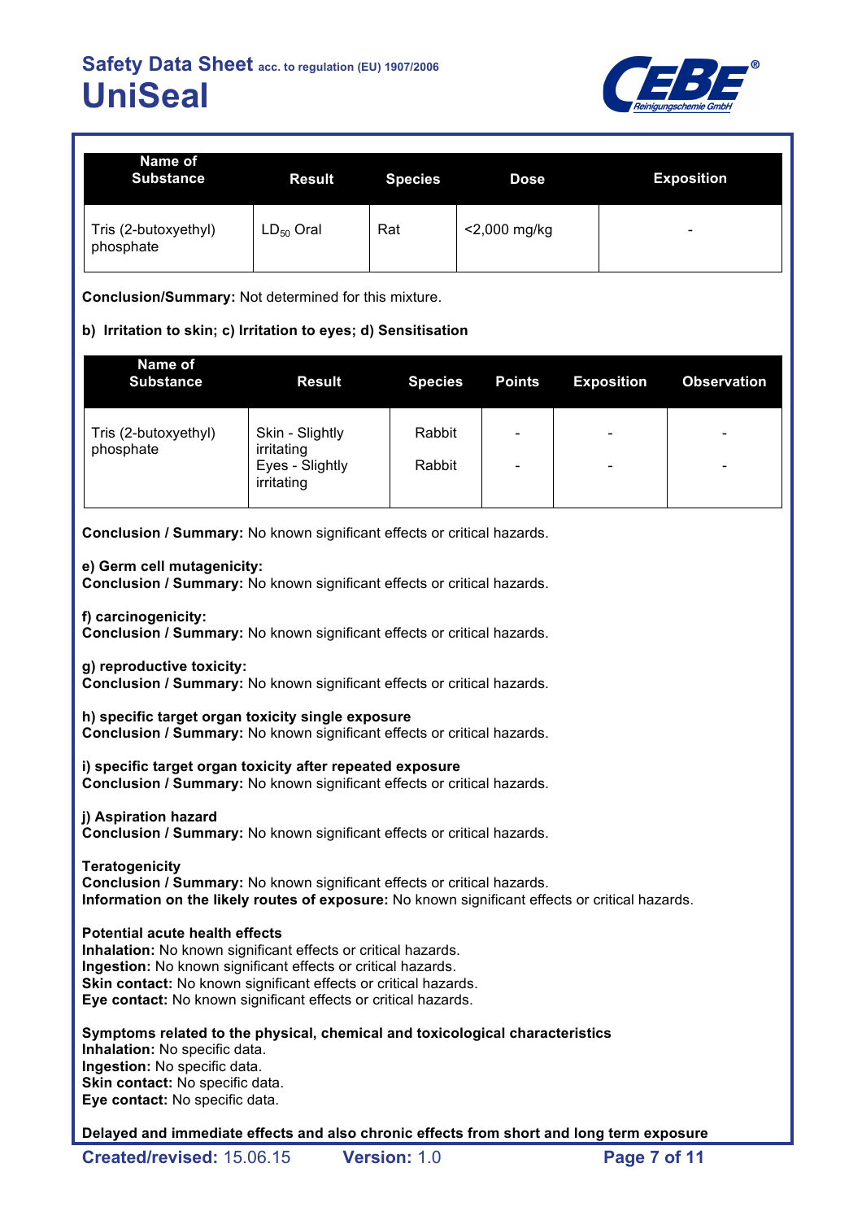| Name of Substance | Result | Species | Dose | Exposition |
|---|---|---|---|---|
| Tris (2-butoxyethyl) phosphate | $LD_{50}$ Oral | Rat | <2,000 mg/kg | - |

**Conclusion/Summary:** Not determined for this mixture.

**b) Irritation to skin; c) Irritation to eyes; d) Sensitisation**

| Name of Substance | Result | Species | Points | Exposition | Observation |
|---|---|---|---|---|---|
| Tris (2-butoxyethyl) phosphate | Skin - Slightly irritating<br>Eyes - Slightly irritating | Rabbit<br>Rabbit | -<br>- | -<br>- | -<br>- |

**Conclusion / Summary:** No known significant effects or critical hazards.

**e) Germ cell mutagenicity:**
**Conclusion / Summary:** No known significant effects or critical hazards.

**f) carcinogenicity:**
**Conclusion / Summary:** No known significant effects or critical hazards.

**g) reproductive toxicity:**
**Conclusion / Summary:** No known significant effects or critical hazards.

**h) specific target organ toxicity single exposure**
**Conclusion / Summary:** No known significant effects or critical hazards.

**i) specific target organ toxicity after repeated exposure**
**Conclusion / Summary:** No known significant effects or critical hazards.

**j) Aspiration hazard**
**Conclusion / Summary:** No known significant effects or critical hazards.

**Teratogenicity**
**Conclusion / Summary:** No known significant effects or critical hazards.
**Information on the likely routes of exposure:** No known significant effects or critical hazards.

**Potential acute health effects**
**Inhalation:** No known significant effects or critical hazards.
**Ingestion:** No known significant effects or critical hazards.
**Skin contact:** No known significant effects or critical hazards.
**Eye contact:** No known significant effects or critical hazards.

**Symptoms related to the physical, chemical and toxicological characteristics**
**Inhalation:** No specific data.
**Ingestion:** No specific data.
**Skin contact:** No specific data.
**Eye contact:** No specific data.

**Delayed and immediate effects and also chronic effects from short and long term exposure**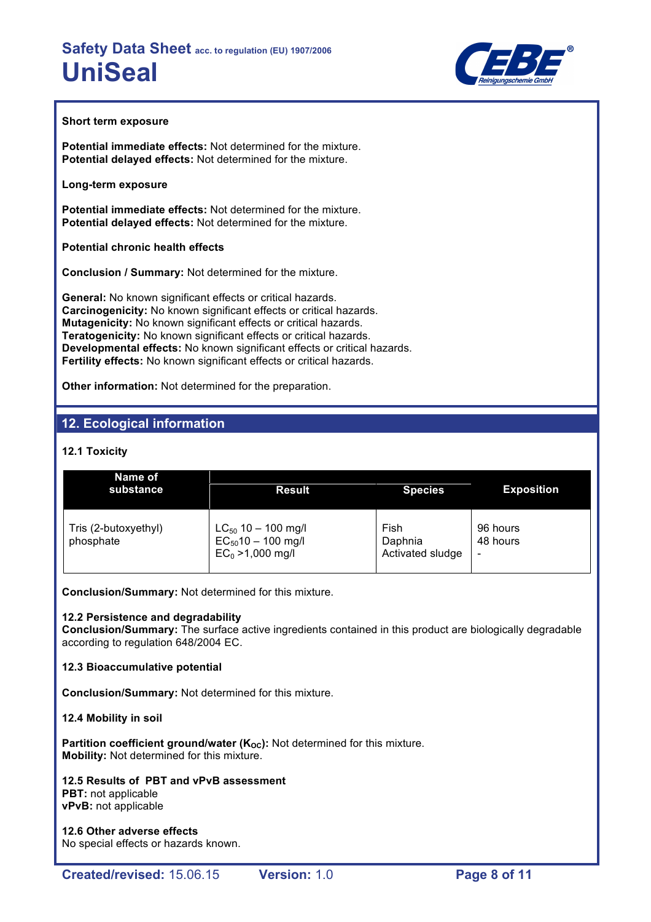**Short term exposure**

**Potential immediate effects:** Not determined for the mixture.
**Potential delayed effects:** Not determined for the mixture.

**Long-term exposure**

**Potential immediate effects:** Not determined for the mixture.
**Potential delayed effects:** Not determined for the mixture.

**Potential chronic health effects**

**Conclusion / Summary:** Not determined for the mixture.

**General:** No known significant effects or critical hazards.
**Carcinogenicity:** No known significant effects or critical hazards.
**Mutagenicity:** No known significant effects or critical hazards.
**Teratogenicity:** No known significant effects or critical hazards.
**Developmental effects:** No known significant effects or critical hazards.
**Fertility effects:** No known significant effects or critical hazards.

**Other information:** Not determined for the preparation.

## 12. Ecological information

### 12.1 Toxicity

| Name of substance | Result | Species | Exposition |
|---|---|---|---|
| Tris (2-butoxyethyl) phosphate | $LC_{50}$ 10 – 100 mg/l<br>$EC_{50}$10 – 100 mg/l<br>$EC_0$ >1,000 mg/l | Fish<br>Daphnia<br>Activated sludge | 96 hours<br>48 hours<br>- |

**Conclusion/Summary:** Not determined for this mixture.

**12.2 Persistence and degradability**
**Conclusion/Summary:** The surface active ingredients contained in this product are biologically degradable according to regulation 648/2004 EC.

**12.3 Bioaccumulative potential**

**Conclusion/Summary:** Not determined for this mixture.

**12.4 Mobility in soil**

**Partition coefficient ground/water ($K_{OC}$):** Not determined for this mixture.
**Mobility:** Not determined for this mixture.

**12.5 Results of PBT and vPvB assessment**
**PBT:** not applicable
**vPvB:** not applicable

**12.6 Other adverse effects**
No special effects or hazards known.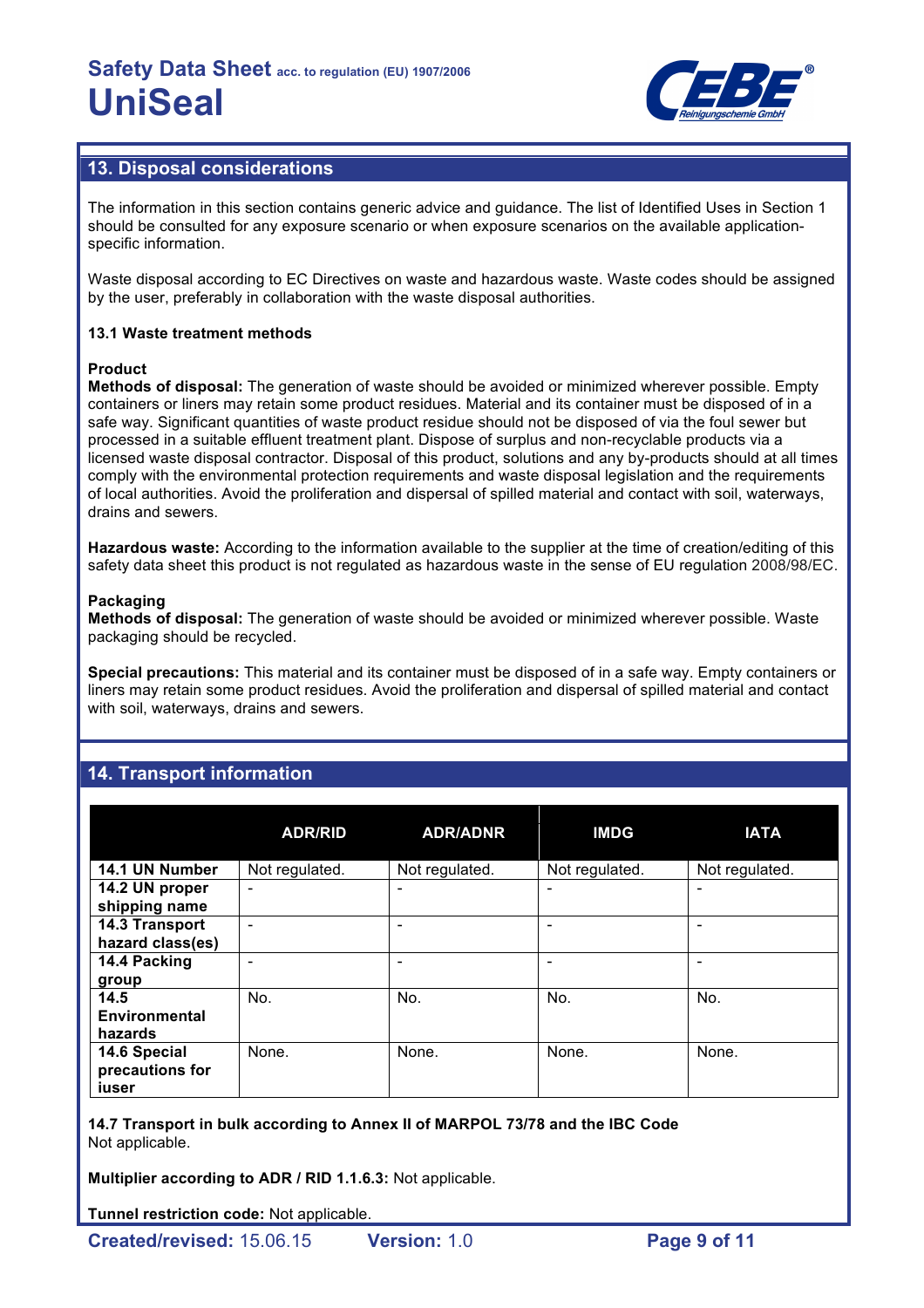## 13. Disposal considerations

The information in this section contains generic advice and guidance. The list of Identified Uses in Section 1 should be consulted for any exposure scenario or when exposure scenarios on the available application-specific information.

Waste disposal according to EC Directives on waste and hazardous waste. Waste codes should be assigned by the user, preferably in collaboration with the waste disposal authorities.

### 13.1 Waste treatment methods

**Product**

**Methods of disposal:** The generation of waste should be avoided or minimized wherever possible. Empty containers or liners may retain some product residues. Material and its container must be disposed of in a safe way. Significant quantities of waste product residue should not be disposed of via the foul sewer but processed in a suitable effluent treatment plant. Dispose of surplus and non-recyclable products via a licensed waste disposal contractor. Disposal of this product, solutions and any by-products should at all times comply with the environmental protection requirements and waste disposal legislation and the requirements of local authorities. Avoid the proliferation and dispersal of spilled material and contact with soil, waterways, drains and sewers.

**Hazardous waste:** According to the information available to the supplier at the time of creation/editing of this safety data sheet this product is not regulated as hazardous waste in the sense of EU regulation 2008/98/EC.

**Packaging**

**Methods of disposal:** The generation of waste should be avoided or minimized wherever possible. Waste packaging should be recycled.

**Special precautions:** This material and its container must be disposed of in a safe way. Empty containers or liners may retain some product residues. Avoid the proliferation and dispersal of spilled material and contact with soil, waterways, drains and sewers.

## 14. Transport information

| | ADR/RID | ADR/ADNR | IMDG | IATA |
|---|---|---|---|---|
| **14.1 UN Number** | Not regulated. | Not regulated. | Not regulated. | Not regulated. |
| **14.2 UN proper shipping name** | - | - | - | - |
| **14.3 Transport hazard class(es)** | - | - | - | - |
| **14.4 Packing group** | - | - | - | - |
| **14.5 Environmental hazards** | No. | No. | No. | No. |
| **14.6 Special precautions for iuser** | None. | None. | None. | None. |

**14.7 Transport in bulk according to Annex II of MARPOL 73/78 and the IBC Code**
Not applicable.

**Multiplier according to ADR / RID 1.1.6.3:** Not applicable.

**Tunnel restriction code:** Not applicable.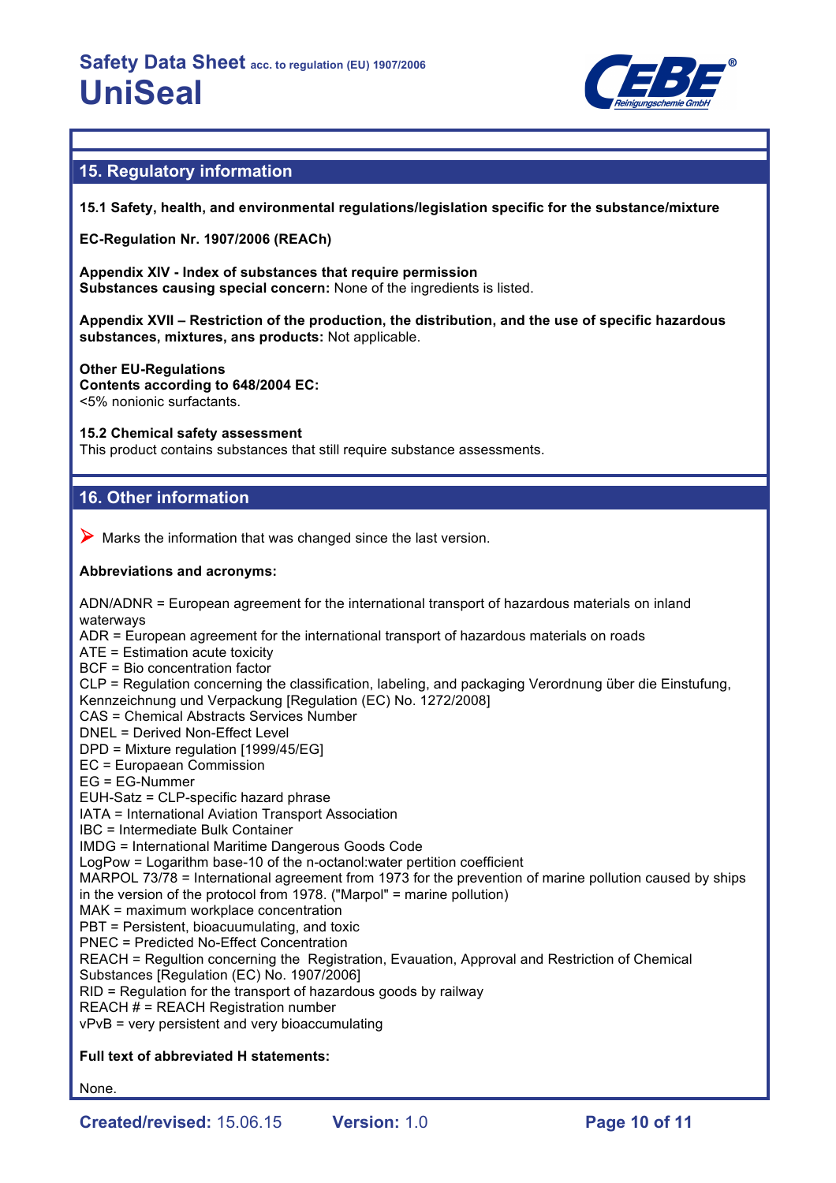## 15. Regulatory information

**15.1 Safety, health, and environmental regulations/legislation specific for the substance/mixture**

**EC-Regulation Nr. 1907/2006 (REACh)**

**Appendix XIV - Index of substances that require permission**
**Substances causing special concern:** None of the ingredients is listed.

**Appendix XVII – Restriction of the production, the distribution, and the use of specific hazardous substances, mixtures, ans products:** Not applicable.

**Other EU-Regulations**
**Contents according to 648/2004 EC:**
<5% nonionic surfactants.

**15.2 Chemical safety assessment**
This product contains substances that still require substance assessments.

## 16. Other information

➤ Marks the information that was changed since the last version.

**Abbreviations and acronyms:**

ADN/ADNR = European agreement for the international transport of hazardous materials on inland waterways
ADR = European agreement for the international transport of hazardous materials on roads
ATE = Estimation acute toxicity
BCF = Bio concentration factor
CLP = Regulation concerning the classification, labeling, and packaging Verordnung über die Einstufung, Kennzeichnung und Verpackung [Regulation (EC) No. 1272/2008]
CAS = Chemical Abstracts Services Number
DNEL = Derived Non-Effect Level
DPD = Mixture regulation [1999/45/EG]
EC = Europaean Commission
EG = EG-Nummer
EUH-Satz = CLP-specific hazard phrase
IATA = International Aviation Transport Association
IBC = Intermediate Bulk Container
IMDG = International Maritime Dangerous Goods Code
LogPow = Logarithm base-10 of the n-octanol:water pertition coefficient
MARPOL 73/78 = International agreement from 1973 for the prevention of marine pollution caused by ships in the version of the protocol from 1978. ("Marpol" = marine pollution)
MAK = maximum workplace concentration
PBT = Persistent, bioacuumulating, and toxic
PNEC = Predicted No-Effect Concentration
REACH = Regultion concerning the Registration, Evauation, Approval and Restriction of Chemical Substances [Regulation (EC) No. 1907/2006]
RID = Regulation for the transport of hazardous goods by railway
REACH # = REACH Registration number
vPvB = very persistent and very bioaccumulating

**Full text of abbreviated H statements:**

None.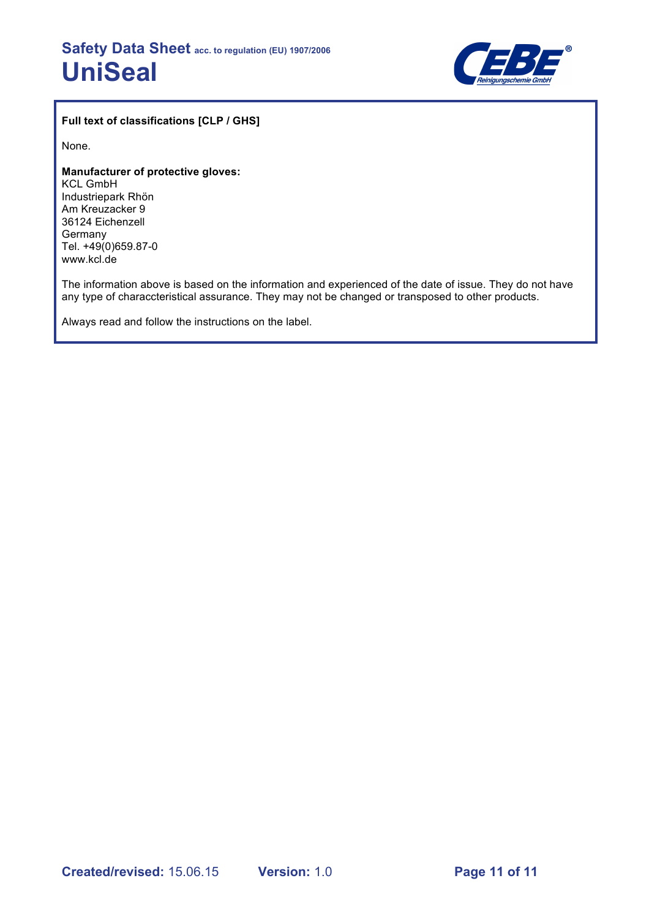**Full text of classifications [CLP / GHS]**

None.

**Manufacturer of protective gloves:**
KCL GmbH
Industriepark Rhön
Am Kreuzacker 9
36124 Eichenzell
Germany
Tel. +49(0)659.87-0
www.kcl.de

The information above is based on the information and experienced of the date of issue. They do not have any type of characcteristical assurance. They may not be changed or transposed to other products.

Always read and follow the instructions on the label.